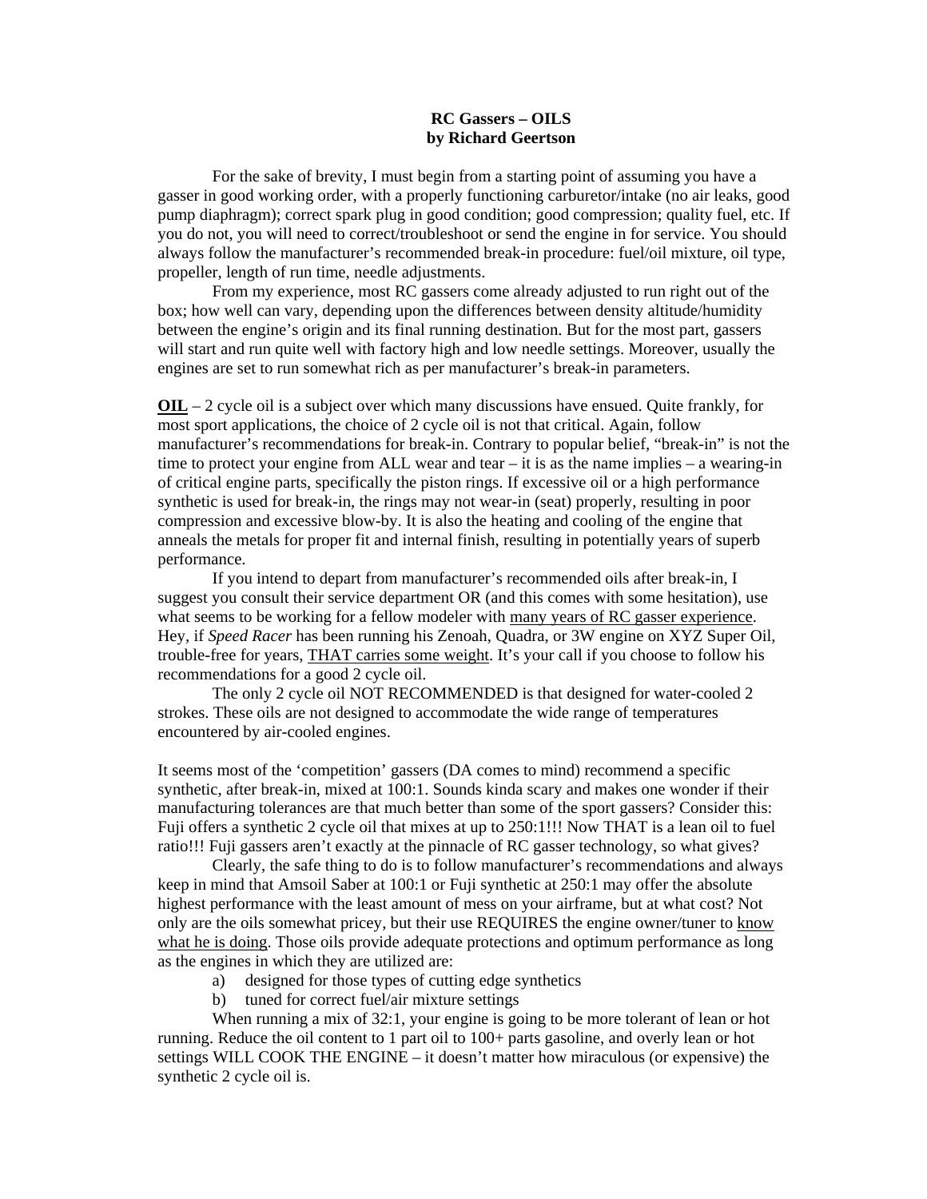# RC Gassers – OILS
## by Richard Geertson

For the sake of brevity, I must begin from a starting point of assuming you have a gasser in good working order, with a properly functioning carburetor/intake (no air leaks, good pump diaphragm); correct spark plug in good condition; good compression; quality fuel, etc. If you do not, you will need to correct/troubleshoot or send the engine in for service. You should always follow the manufacturer's recommended break-in procedure: fuel/oil mixture, oil type, propeller, length of run time, needle adjustments.

From my experience, most RC gassers come already adjusted to run right out of the box; how well can vary, depending upon the differences between density altitude/humidity between the engine's origin and its final running destination. But for the most part, gassers will start and run quite well with factory high and low needle settings. Moreover, usually the engines are set to run somewhat rich as per manufacturer's break-in parameters.

<u>**OIL**</u> – 2 cycle oil is a subject over which many discussions have ensued. Quite frankly, for most sport applications, the choice of 2 cycle oil is not that critical. Again, follow manufacturer's recommendations for break-in. Contrary to popular belief, "break-in" is not the time to protect your engine from ALL wear and tear – it is as the name implies – a wearing-in of critical engine parts, specifically the piston rings. If excessive oil or a high performance synthetic is used for break-in, the rings may not wear-in (seat) properly, resulting in poor compression and excessive blow-by. It is also the heating and cooling of the engine that anneals the metals for proper fit and internal finish, resulting in potentially years of superb performance.

If you intend to depart from manufacturer's recommended oils after break-in, I suggest you consult their service department OR (and this comes with some hesitation), use what seems to be working for a fellow modeler with <u>many years of RC gasser experience</u>. Hey, if *Speed Racer* has been running his Zenoah, Quadra, or 3W engine on XYZ Super Oil, trouble-free for years, <u>THAT carries some weight</u>. It's your call if you choose to follow his recommendations for a good 2 cycle oil.

The only 2 cycle oil NOT RECOMMENDED is that designed for water-cooled 2 strokes. These oils are not designed to accommodate the wide range of temperatures encountered by air-cooled engines.

It seems most of the 'competition' gassers (DA comes to mind) recommend a specific synthetic, after break-in, mixed at 100:1. Sounds kinda scary and makes one wonder if their manufacturing tolerances are that much better than some of the sport gassers? Consider this: Fuji offers a synthetic 2 cycle oil that mixes at up to 250:1!!! Now THAT is a lean oil to fuel ratio!!! Fuji gassers aren't exactly at the pinnacle of RC gasser technology, so what gives?

Clearly, the safe thing to do is to follow manufacturer's recommendations and always keep in mind that Amsoil Saber at 100:1 or Fuji synthetic at 250:1 may offer the absolute highest performance with the least amount of mess on your airframe, but at what cost? Not only are the oils somewhat pricey, but their use REQUIRES the engine owner/tuner to <u>know what he is doing</u>. Those oils provide adequate protections and optimum performance as long as the engines in which they are utilized are:

a) designed for those types of cutting edge synthetics
b) tuned for correct fuel/air mixture settings

When running a mix of 32:1, your engine is going to be more tolerant of lean or hot running. Reduce the oil content to 1 part oil to 100+ parts gasoline, and overly lean or hot settings WILL COOK THE ENGINE – it doesn't matter how miraculous (or expensive) the synthetic 2 cycle oil is.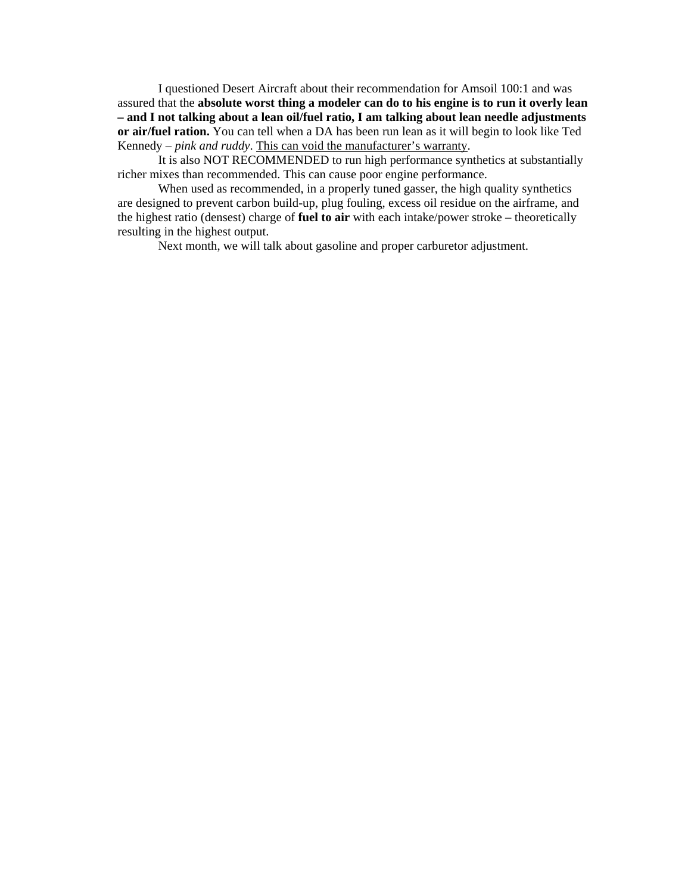I questioned Desert Aircraft about their recommendation for Amsoil 100:1 and was assured that the **absolute worst thing a modeler can do to his engine is to run it overly lean – and I not talking about a lean oil/fuel ratio, I am talking about lean needle adjustments or air/fuel ration.** You can tell when a DA has been run lean as it will begin to look like Ted Kennedy – *pink and ruddy*. <u>This can void the manufacturer's warranty</u>.

It is also NOT RECOMMENDED to run high performance synthetics at substantially richer mixes than recommended. This can cause poor engine performance.

When used as recommended, in a properly tuned gasser, the high quality synthetics are designed to prevent carbon build-up, plug fouling, excess oil residue on the airframe, and the highest ratio (densest) charge of **fuel to air** with each intake/power stroke – theoretically resulting in the highest output.

Next month, we will talk about gasoline and proper carburetor adjustment.